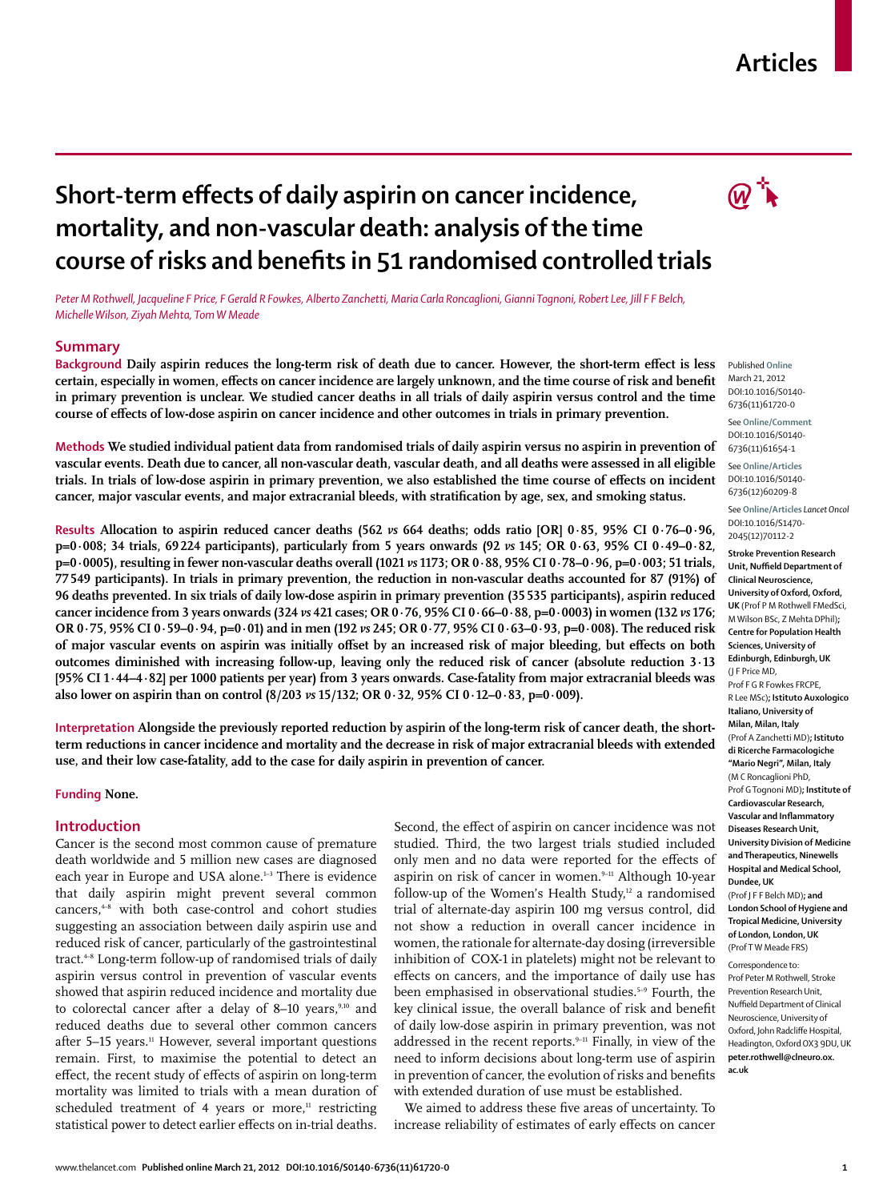# Short-term effects of daily aspirin on cancer incidence, mortality, and non-vascular death: analysis of the time course of risks and benefits in 51 randomised controlled trials

*Peter M Rothwell, Jacqueline F Price, F Gerald R Fowkes, Alberto Zanchetti, Maria Carla Roncaglioni, Gianni Tognoni, Robert Lee, Jill F F Belch, Michelle Wilson, Ziyah Mehta, Tom W Meade*

## Summary

**Background** Daily aspirin reduces the long-term risk of death due to cancer. However, the short-term effect is less certain, especially in women, effects on cancer incidence are largely unknown, and the time course of risk and benefit in primary prevention is unclear. We studied cancer deaths in all trials of daily aspirin versus control and the time course of effects of low-dose aspirin on cancer incidence and other outcomes in trials in primary prevention.

**Methods** We studied individual patient data from randomised trials of daily aspirin versus no aspirin in prevention of vascular events. Death due to cancer, all non-vascular death, vascular death, and all deaths were assessed in all eligible trials. In trials of low-dose aspirin in primary prevention, we also established the time course of effects on incident cancer, major vascular events, and major extracranial bleeds, with stratification by age, sex, and smoking status.

**Results** Allocation to aspirin reduced cancer deaths (562 *vs* 664 deaths; odds ratio [OR] 0·85, 95% CI 0·76–0·96, p=0·008; 34 trials, 69 224 participants), particularly from 5 years onwards (92 *vs* 145; OR 0·63, 95% CI 0·49–0·82, p=0·0005), resulting in fewer non-vascular deaths overall (1021 *vs* 1173; OR 0·88, 95% CI 0·78–0·96, p=0·003; 51 trials, 77 549 participants). In trials in primary prevention, the reduction in non-vascular deaths accounted for 87 (91%) of 96 deaths prevented. In six trials of daily low-dose aspirin in primary prevention (35 535 participants), aspirin reduced cancer incidence from 3 years onwards (324 *vs* 421 cases; OR 0·76, 95% CI 0·66–0·88, p=0·0003) in women (132 *vs* 176; OR 0·75, 95% CI 0·59–0·94, p=0·01) and in men (192 *vs* 245; OR 0·77, 95% CI 0·63–0·93, p=0·008). The reduced risk of major vascular events on aspirin was initially offset by an increased risk of major bleeding, but effects on both outcomes diminished with increasing follow-up, leaving only the reduced risk of cancer (absolute reduction 3·13 [95% CI 1·44–4·82] per 1000 patients per year) from 3 years onwards. Case-fatality from major extracranial bleeds was also lower on aspirin than on control (8/203 *vs* 15/132; OR 0·32, 95% CI 0·12–0·83, p=0·009).

**Interpretation** Alongside the previously reported reduction by aspirin of the long-term risk of cancer death, the short-term reductions in cancer incidence and mortality and the decrease in risk of major extracranial bleeds with extended use, and their low case-fatality, add to the case for daily aspirin in prevention of cancer.

**Funding** None.

## Introduction

Cancer is the second most common cause of premature death worldwide and 5 million new cases are diagnosed each year in Europe and USA alone.[1–3] There is evidence that daily aspirin might prevent several common cancers,[4–8] with both case-control and cohort studies suggesting an association between daily aspirin use and reduced risk of cancer, particularly of the gastrointestinal tract.[4–8] Long-term follow-up of randomised trials of daily aspirin versus control in prevention of vascular events showed that aspirin reduced incidence and mortality due to colorectal cancer after a delay of 8–10 years,[9,10] and reduced deaths due to several other common cancers after 5–15 years.[11] However, several important questions remain. First, to maximise the potential to detect an effect, the recent study of effects of aspirin on long-term mortality was limited to trials with a mean duration of scheduled treatment of 4 years or more,[11] restricting statistical power to detect earlier effects on in-trial deaths. Second, the effect of aspirin on cancer incidence was not studied. Third, the two largest trials studied included only men and no data were reported for the effects of aspirin on risk of cancer in women.[9–11] Although 10-year follow-up of the Women's Health Study,[12] a randomised trial of alternate-day aspirin 100 mg versus control, did not show a reduction in overall cancer incidence in women, the rationale for alternate-day dosing (irreversible inhibition of COX-1 in platelets) might not be relevant to effects on cancers, and the importance of daily use has been emphasised in observational studies.[5–9] Fourth, the key clinical issue, the overall balance of risk and benefit of daily low-dose aspirin in primary prevention, was not addressed in the recent reports.[9–11] Finally, in view of the need to inform decisions about long-term use of aspirin in prevention of cancer, the evolution of risks and benefits with extended duration of use must be established.

We aimed to address these five areas of uncertainty. To increase reliability of estimates of early effects on cancer

Published **Online** March 21, 2012 DOI:10.1016/S0140-6736(11)61720-0

See **Online/Comment** DOI:10.1016/S0140-6736(11)61654-1

See **Online/Articles** DOI:10.1016/S0140-6736(12)60209-8

See **Online/Articles** *Lancet Oncol* DOI:10.1016/S1470-2045(12)70112-2

**Stroke Prevention Research Unit, Nuffield Department of Clinical Neuroscience, University of Oxford, Oxford, UK** (Prof P M Rothwell FMedSci, M Wilson BSc, Z Mehta DPhil)**; Centre for Population Health Sciences, University of Edinburgh, Edinburgh, UK** (J F Price MD, Prof F G R Fowkes FRCPE, R Lee MSc)**; Istituto Auxologico Italiano, University of Milan, Milan, Italy** (Prof A Zanchetti MD)**; Istituto di Ricerche Farmacologiche "Mario Negri", Milan, Italy** (M C Roncaglioni PhD, Prof G Tognoni MD)**; Institute of Cardiovascular Research, Vascular and Inflammatory Diseases Research Unit, University Division of Medicine and Therapeutics, Ninewells Hospital and Medical School, Dundee, UK** (Prof J F F Belch MD)**; and London School of Hygiene and Tropical Medicine, University of London, London, UK** (Prof T W Meade FRS)

Correspondence to: Prof Peter M Rothwell, Stroke Prevention Research Unit, Nuffield Department of Clinical Neuroscience, University of Oxford, John Radcliffe Hospital, Headington, Oxford OX3 9DU, UK **peter.rothwell@clneuro.ox.ac.uk**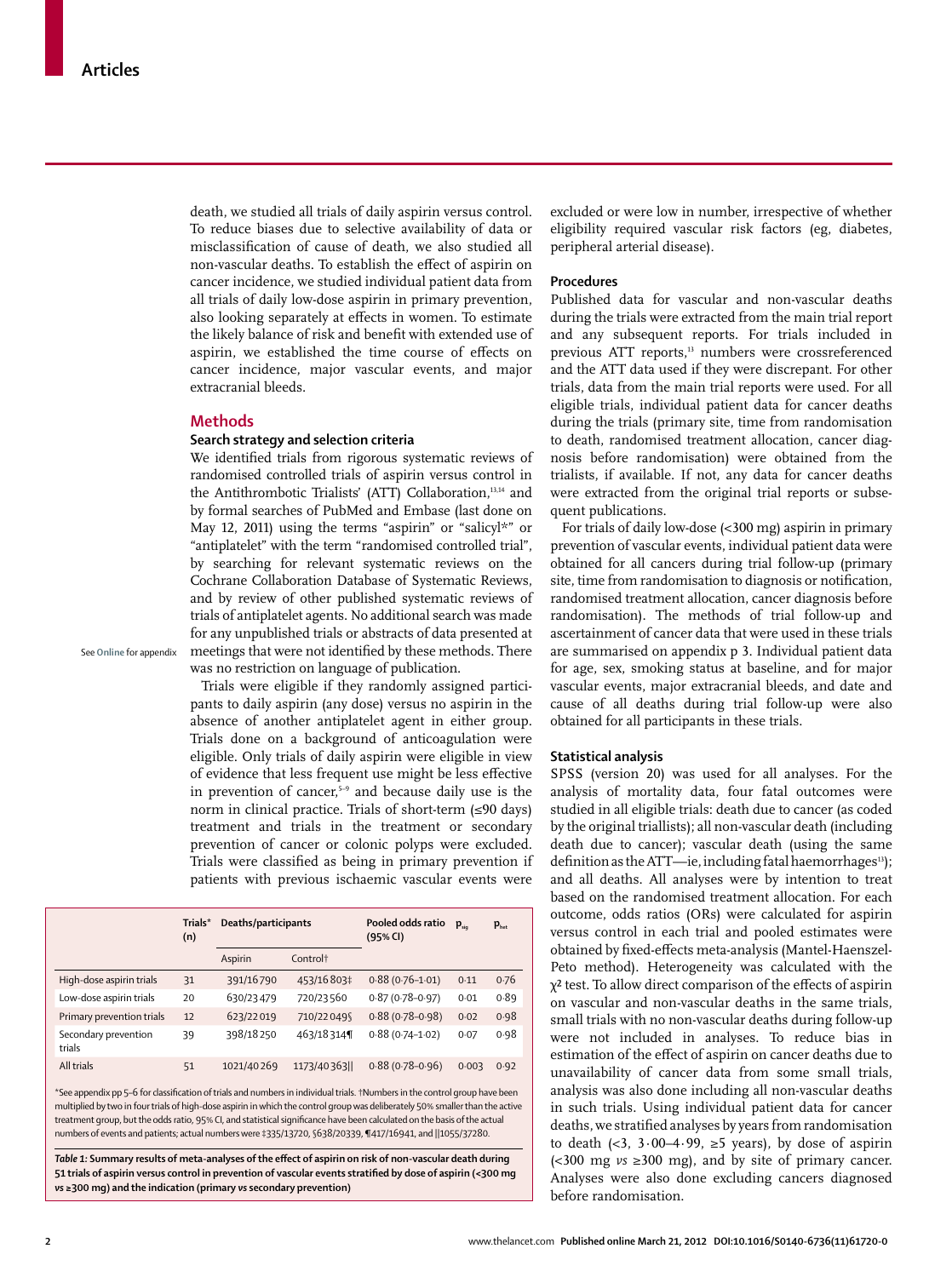death, we studied all trials of daily aspirin versus control. To reduce biases due to selective availability of data or misclassification of cause of death, we also studied all non-vascular deaths. To establish the effect of aspirin on cancer incidence, we studied individual patient data from all trials of daily low-dose aspirin in primary prevention, also looking separately at effects in women. To estimate the likely balance of risk and benefit with extended use of aspirin, we established the time course of effects on cancer incidence, major vascular events, and major extracranial bleeds.

## Methods

### Search strategy and selection criteria

We identified trials from rigorous systematic reviews of randomised controlled trials of aspirin versus control in the Antithrombotic Trialists' (ATT) Collaboration,[13,14] and by formal searches of PubMed and Embase (last done on May 12, 2011) using the terms "aspirin" or "salicyl*" or "antiplatelet" with the term "randomised controlled trial", by searching for relevant systematic reviews on the Cochrane Collaboration Database of Systematic Reviews, and by review of other published systematic reviews of trials of antiplatelet agents. No additional search was made for any unpublished trials or abstracts of data presented at meetings that were not identified by these methods. There was no restriction on language of publication.

See Online for appendix

Trials were eligible if they randomly assigned participants to daily aspirin (any dose) versus no aspirin in the absence of another antiplatelet agent in either group. Trials done on a background of anticoagulation were eligible. Only trials of daily aspirin were eligible in view of evidence that less frequent use might be less effective in prevention of cancer,[5–9] and because daily use is the norm in clinical practice. Trials of short-term (≤90 days) treatment and trials in the treatment or secondary prevention of cancer or colonic polyps were excluded. Trials were classified as being in primary prevention if patients with previous ischaemic vascular events were excluded or were low in number, irrespective of whether eligibility required vascular risk factors (eg, diabetes, peripheral arterial disease).

|  | Trials* (n) | Deaths/participants |  | Pooled odds ratio (95% CI) | $p_{sig}$ | $p_{het}$ |
|---|---|---|---|---|---|---|
|  |  | Aspirin | Control† |  |  |  |
| High-dose aspirin trials | 31 | 391/16 790 | 453/16 803‡ | 0·88 (0·76–1·01) | 0·11 | 0·76 |
| Low-dose aspirin trials | 20 | 630/23 479 | 720/23 560 | 0·87 (0·78–0·97) | 0·01 | 0·89 |
| Primary prevention trials | 12 | 623/22 019 | 710/22 049§ | 0·88 (0·78–0·98) | 0·02 | 0·98 |
| Secondary prevention trials | 39 | 398/18 250 | 463/18 314¶ | 0·88 (0·74–1·02) | 0·07 | 0·98 |
| All trials | 51 | 1021/40 269 | 1173/40 363|| | 0·88 (0·78–0·96) | 0·003 | 0·92 |

*See appendix pp 5–6 for classification of trials and numbers in individual trials. †Numbers in the control group have been multiplied by two in four trials of high-dose aspirin in which the control group was deliberately 50% smaller than the active treatment group, but the odds ratio, 95% CI, and statistical significance have been calculated on the basis of the actual numbers of events and patients; actual numbers were ‡335/13 720, §638/20 339, ¶417/16 941, and ||1055/37 280.

*Table 1:* **Summary results of meta-analyses of the effect of aspirin on risk of non-vascular death during 51 trials of aspirin versus control in prevention of vascular events stratified by dose of aspirin (<300 mg *vs* ≥300 mg) and the indication (primary *vs* secondary prevention)**

### Procedures

Published data for vascular and non-vascular deaths during the trials were extracted from the main trial report and any subsequent reports. For trials included in previous ATT reports,[13] numbers were crossreferenced and the ATT data used if they were discrepant. For other trials, data from the main trial reports were used. For all eligible trials, individual patient data for cancer deaths during the trials (primary site, time from randomisation to death, randomised treatment allocation, cancer diagnosis before randomisation) were obtained from the trialists, if available. If not, any data for cancer deaths were extracted from the original trial reports or subsequent publications.

For trials of daily low-dose (<300 mg) aspirin in primary prevention of vascular events, individual patient data were obtained for all cancers during trial follow-up (primary site, time from randomisation to diagnosis or notification, randomised treatment allocation, cancer diagnosis before randomisation). The methods of trial follow-up and ascertainment of cancer data that were used in these trials are summarised on appendix p 3. Individual patient data for age, sex, smoking status at baseline, and for major vascular events, major extracranial bleeds, and date and cause of all deaths during trial follow-up were also obtained for all participants in these trials.

### Statistical analysis

SPSS (version 20) was used for all analyses. For the analysis of mortality data, four fatal outcomes were studied in all eligible trials: death due to cancer (as coded by the original triallists); all non-vascular death (including death due to cancer); vascular death (using the same definition as the ATT—ie, including fatal haemorrhages[13]); and all deaths. All analyses were by intention to treat based on the randomised treatment allocation. For each outcome, odds ratios (ORs) were calculated for aspirin versus control in each trial and pooled estimates were obtained by fixed-effects meta-analysis (Mantel-Haenszel-Peto method). Heterogeneity was calculated with the $\chi^2$ test. To allow direct comparison of the effects of aspirin on vascular and non-vascular deaths in the same trials, small trials with no non-vascular deaths during follow-up were not included in analyses. To reduce bias in estimation of the effect of aspirin on cancer deaths due to unavailability of cancer data from some small trials, analysis was also done including all non-vascular deaths in such trials. Using individual patient data for cancer deaths, we stratified analyses by years from randomisation to death (<3, 3·00–4·99, ≥5 years), by dose of aspirin (<300 mg *vs* ≥300 mg), and by site of primary cancer. Analyses were also done excluding cancers diagnosed before randomisation.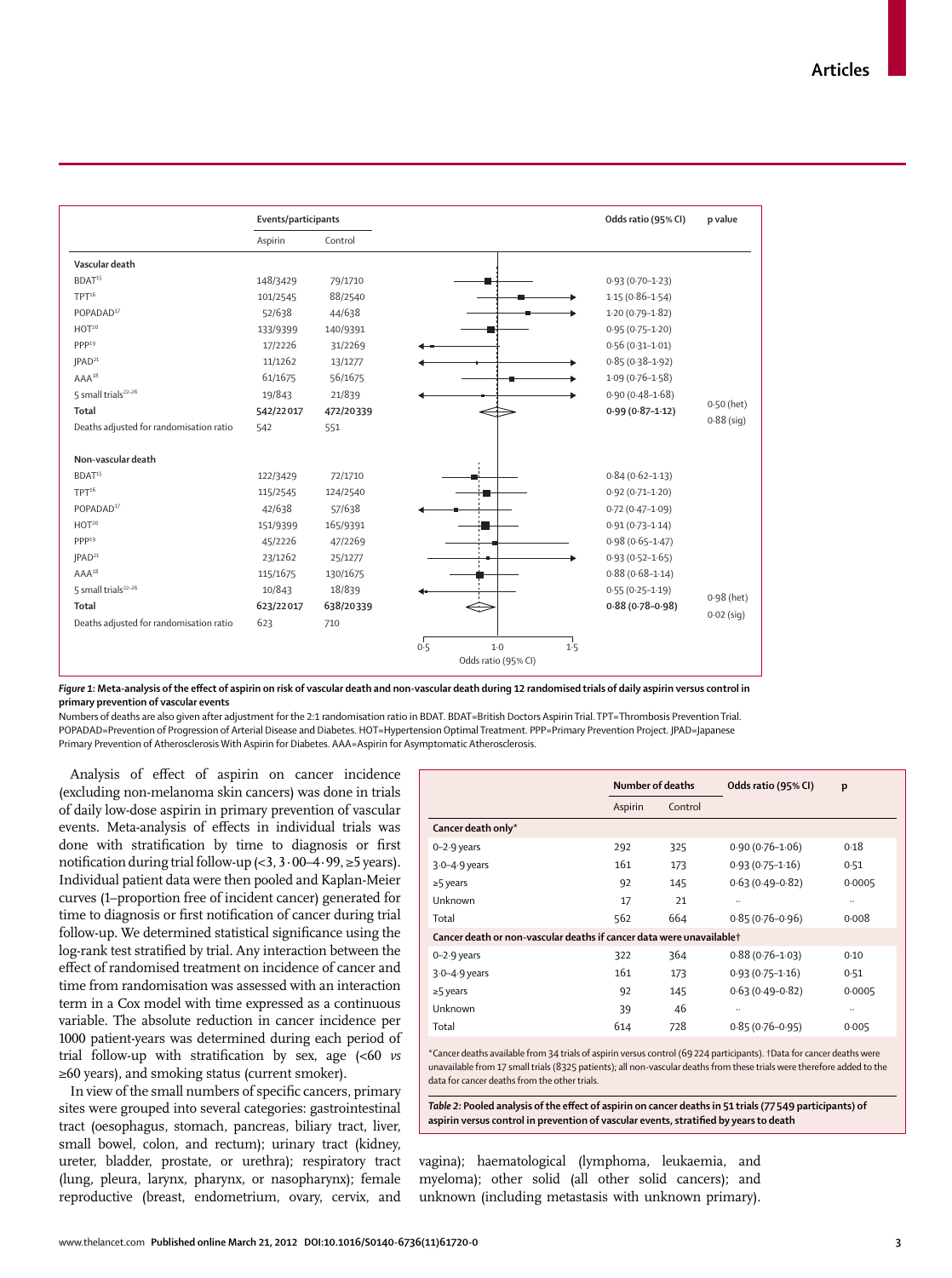| | Events/participants | | Odds ratio (95% CI) | p value |
|---|---|---|---|---|
| | Aspirin | Control | | |
| **Vascular death** | | | | |
| BDAT[15] | 148/3429 | 79/1710 | 0·93 (0·70–1·23) | |
| TPT[16] | 101/2545 | 88/2540 | 1·15 (0·86–1·54) | |
| POPADAD[17] | 52/638 | 44/638 | 1·20 (0·79–1·82) | |
| HOT[20] | 133/9399 | 140/9391 | 0·95 (0·75–1·20) | |
| PPP[19] | 17/2226 | 31/2269 | 0·56 (0·31–1·01) | |
| JPAD[21] | 11/1262 | 13/1277 | 0·85 (0·38–1·92) | |
| AAA[18] | 61/1675 | 56/1675 | 1·09 (0·76–1·58) | |
| 5 small trials[22–26] | 19/843 | 21/839 | 0·90 (0·48–1·68) | |
| **Total** | **542/22017** | **472/20339** | **0·99 (0·87–1·12)** | 0·50 (het) 0·88 (sig) |
| Deaths adjusted for randomisation ratio | 542 | 551 | | |
| **Non-vascular death** | | | | |
| BDAT[15] | 122/3429 | 72/1710 | 0·84 (0·62–1·13) | |
| TPT[16] | 115/2545 | 124/2540 | 0·92 (0·71–1·20) | |
| POPADAD[17] | 42/638 | 57/638 | 0·72 (0·47–1·09) | |
| HOT[20] | 151/9399 | 165/9391 | 0·91 (0·73–1·14) | |
| PPP[19] | 45/2226 | 47/2269 | 0·98 (0·65–1·47) | |
| JPAD[21] | 23/1262 | 25/1277 | 0·93 (0·52–1·65) | |
| AAA[18] | 115/1675 | 130/1675 | 0·88 (0·68–1·14) | |
| 5 small trials[22–26] | 10/843 | 18/839 | 0·55 (0·25–1·19) | |
| **Total** | **623/22017** | **638/20339** | **0·88 (0·78–0·98)** | 0·98 (het) 0·02 (sig) |
| Deaths adjusted for randomisation ratio | 623 | 710 | | |

***Figure 1:*** **Meta-analysis of the effect of aspirin on risk of vascular death and non-vascular death during 12 randomised trials of daily aspirin versus control in primary prevention of vascular events**

Numbers of deaths are also given after adjustment for the 2:1 randomisation ratio in BDAT. BDAT=British Doctors Aspirin Trial. TPT=Thrombosis Prevention Trial. POPADAD=Prevention of Progression of Arterial Disease and Diabetes. HOT=Hypertension Optimal Treatment. PPP=Primary Prevention Project. JPAD=Japanese Primary Prevention of Atherosclerosis With Aspirin for Diabetes. AAA=Aspirin for Asymptomatic Atherosclerosis.

Analysis of effect of aspirin on cancer incidence (excluding non-melanoma skin cancers) was done in trials of daily low-dose aspirin in primary prevention of vascular events. Meta-analysis of effects in individual trials was done with stratification by time to diagnosis or first notification during trial follow-up (<3, 3·00–4·99, ≥5 years). Individual patient data were then pooled and Kaplan-Meier curves (1–proportion free of incident cancer) generated for time to diagnosis or first notification of cancer during trial follow-up. We determined statistical significance using the log-rank test stratified by trial. Any interaction between the effect of randomised treatment on incidence of cancer and time from randomisation was assessed with an interaction term in a Cox model with time expressed as a continuous variable. The absolute reduction in cancer incidence per 1000 patient-years was determined during each period of trial follow-up with stratification by sex, age (<60 *vs* ≥60 years), and smoking status (current smoker).

In view of the small numbers of specific cancers, primary sites were grouped into several categories: gastrointestinal tract (oesophagus, stomach, pancreas, biliary tract, liver, small bowel, colon, and rectum); urinary tract (kidney, ureter, bladder, prostate, or urethra); respiratory tract (lung, pleura, larynx, pharynx, or nasopharynx); female reproductive (breast, endometrium, ovary, cervix, and vagina); haematological (lymphoma, leukaemia, and myeloma); other solid (all other solid cancers); and unknown (including metastasis with unknown primary).

| | Number of deaths | | Odds ratio (95% CI) | p |
|---|---|---|---|---|
| | Aspirin | Control | | |
| **Cancer death only*** | | | | |
| 0–2·9 years | 292 | 325 | 0·90 (0·76–1·06) | 0·18 |
| 3·0–4·9 years | 161 | 173 | 0·93 (0·75–1·16) | 0·51 |
| ≥5 years | 92 | 145 | 0·63 (0·49–0·82) | 0·0005 |
| Unknown | 17 | 21 | .. | .. |
| Total | 562 | 664 | 0·85 (0·76–0·96) | 0·008 |
| **Cancer death or non-vascular deaths if cancer data were unavailable†** | | | | |
| 0–2·9 years | 322 | 364 | 0·88 (0·76–1·03) | 0·10 |
| 3·0–4·9 years | 161 | 173 | 0·93 (0·75–1·16) | 0·51 |
| ≥5 years | 92 | 145 | 0·63 (0·49–0·82) | 0·0005 |
| Unknown | 39 | 46 | .. | .. |
| Total | 614 | 728 | 0·85 (0·76–0·95) | 0·005 |

*Cancer deaths available from 34 trials of aspirin versus control (69 224 participants). †Data for cancer deaths were unavailable from 17 small trials (8325 patients); all non-vascular deaths from these trials were therefore added to the data for cancer deaths from the other trials.

***Table 2:*** **Pooled analysis of the effect of aspirin on cancer deaths in 51 trials (77 549 participants) of aspirin versus control in prevention of vascular events, stratified by years to death**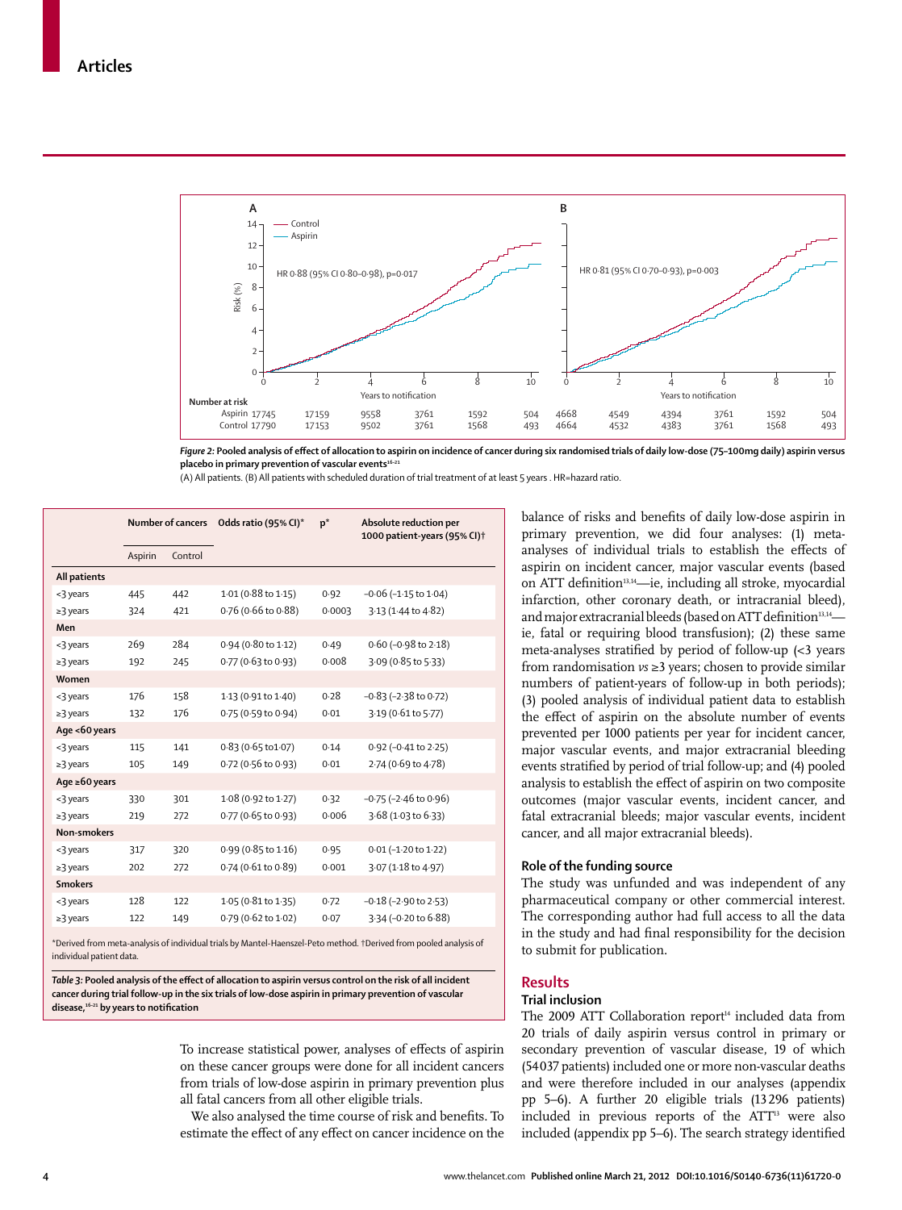Figure 2: Pooled analysis of effect of allocation to aspirin on incidence of cancer during six randomised trials of daily low-dose (75–100mg daily) aspirin versus placebo in primary prevention of vascular events[16–21]

(A) All patients. (B) All patients with scheduled duration of trial treatment of at least 5 years . HR=hazard ratio.

| | Number of cancers | | Odds ratio (95% CI)* | p* | Absolute reduction per 1000 patient-years (95% CI)† |
|---|---|---|---|---|---|
| | Aspirin | Control | | | |
| **All patients** | | | | | |
| <3 years | 445 | 442 | 1·01 (0·88 to 1·15) | 0·92 | −0·06 (−1·15 to 1·04) |
| ≥3 years | 324 | 421 | 0·76 (0·66 to 0·88) | 0·0003 | 3·13 (1·44 to 4·82) |
| **Men** | | | | | |
| <3 years | 269 | 284 | 0·94 (0·80 to 1·12) | 0·49 | 0·60 (−0·98 to 2·18) |
| ≥3 years | 192 | 245 | 0·77 (0·63 to 0·93) | 0·008 | 3·09 (0·85 to 5·33) |
| **Women** | | | | | |
| <3 years | 176 | 158 | 1·13 (0·91 to 1·40) | 0·28 | −0·83 (−2·38 to 0·72) |
| ≥3 years | 132 | 176 | 0·75 (0·59 to 0·94) | 0·01 | 3·19 (0·61 to 5·77) |
| **Age <60 years** | | | | | |
| <3 years | 115 | 141 | 0·83 (0·65 to1·07) | 0·14 | 0·92 (−0·41 to 2·25) |
| ≥3 years | 105 | 149 | 0·72 (0·56 to 0·93) | 0·01 | 2·74 (0·69 to 4·78) |
| **Age ≥60 years** | | | | | |
| <3 years | 330 | 301 | 1·08 (0·92 to 1·27) | 0·32 | −0·75 (−2·46 to 0·96) |
| ≥3 years | 219 | 272 | 0·77 (0·65 to 0·93) | 0·006 | 3·68 (1·03 to 6·33) |
| **Non-smokers** | | | | | |
| <3 years | 317 | 320 | 0·99 (0·85 to 1·16) | 0·95 | 0·01 (−1·20 to 1·22) |
| ≥3 years | 202 | 272 | 0·74 (0·61 to 0·89) | 0·001 | 3·07 (1·18 to 4·97) |
| **Smokers** | | | | | |
| <3 years | 128 | 122 | 1·05 (0·81 to 1·35) | 0·72 | −0·18 (−2·90 to 2·53) |
| ≥3 years | 122 | 149 | 0·79 (0·62 to 1·02) | 0·07 | 3·34 (−0·20 to 6·88) |

*Derived from meta-analysis of individual trials by Mantel-Haenszel-Peto method. †Derived from pooled analysis of individual patient data.

*Table 3:* **Pooled analysis of the effect of allocation to aspirin versus control on the risk of all incident cancer during trial follow-up in the six trials of low-dose aspirin in primary prevention of vascular disease,[16–21] by years to notification**

To increase statistical power, analyses of effects of aspirin on these cancer groups were done for all incident cancers from trials of low-dose aspirin in primary prevention plus all fatal cancers from all other eligible trials.

We also analysed the time course of risk and benefits. To estimate the effect of any effect on cancer incidence on the balance of risks and benefits of daily low-dose aspirin in primary prevention, we did four analyses: (1) meta-analyses of individual trials to establish the effects of aspirin on incident cancer, major vascular events (based on ATT definition[13,14]—ie, including all stroke, myocardial infarction, other coronary death, or intracranial bleed), and major extracranial bleeds (based on ATT definition[13,14]—ie, fatal or requiring blood transfusion); (2) these same meta-analyses stratified by period of follow-up (<3 years from randomisation *vs* ≥3 years; chosen to provide similar numbers of patient-years of follow-up in both periods); (3) pooled analysis of individual patient data to establish the effect of aspirin on the absolute number of events prevented per 1000 patients per year for incident cancer, major vascular events, and major extracranial bleeding events stratified by period of trial follow-up; and (4) pooled analysis to establish the effect of aspirin on two composite outcomes (major vascular events, incident cancer, and fatal extracranial bleeds; major vascular events, incident cancer, and all major extracranial bleeds).

### Role of the funding source

The study was unfunded and was independent of any pharmaceutical company or other commercial interest. The corresponding author had full access to all the data in the study and had final responsibility for the decision to submit for publication.

## Results

### Trial inclusion

The 2009 ATT Collaboration report[14] included data from 20 trials of daily aspirin versus control in primary or secondary prevention of vascular disease, 19 of which (54 037 patients) included one or more non-vascular deaths and were therefore included in our analyses (appendix pp 5–6). A further 20 eligible trials (13 296 patients) included in previous reports of the ATT[13] were also included (appendix pp 5–6). The search strategy identified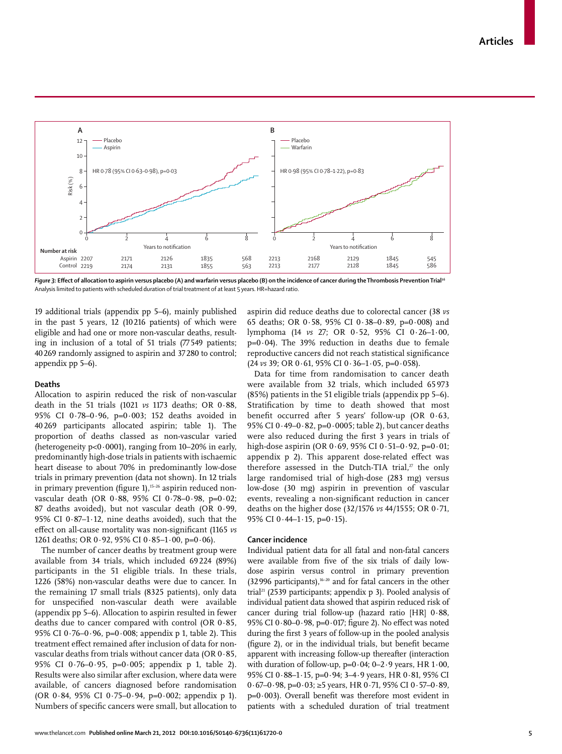Figure 3: Effect of allocation to aspirin versus placebo (A) and warfarin versus placebo (B) on the incidence of cancer during the Thrombosis Prevention Trial[16]
Analysis limited to patients with scheduled duration of trial treatment of at least 5 years. HR=hazard ratio.

19 additional trials (appendix pp 5–6), mainly published in the past 5 years, 12 (10 216 patients) of which were eligible and had one or more non-vascular deaths, resulting in inclusion of a total of 51 trials (77 549 patients; 40 269 randomly assigned to aspirin and 37 280 to control; appendix pp 5–6).

### Deaths

Allocation to aspirin reduced the risk of non-vascular death in the 51 trials (1021 *vs* 1173 deaths; OR 0·88, 95% CI 0·78–0·96, p=0·003; 152 deaths avoided in 40 269 participants allocated aspirin; table 1). The proportion of deaths classed as non-vascular varied (heterogeneity p<0·0001), ranging from 10–20% in early, predominantly high-dose trials in patients with ischaemic heart disease to about 70% in predominantly low-dose trials in primary prevention (data not shown). In 12 trials in primary prevention (figure 1),[15–26] aspirin reduced non-vascular death (OR 0·88, 95% CI 0·78–0·98, p=0·02; 87 deaths avoided), but not vascular death (OR 0·99, 95% CI 0·87–1·12, nine deaths avoided), such that the effect on all-cause mortality was non-significant (1165 *vs* 1261 deaths; OR 0·92, 95% CI 0·85–1·00, p=0·06).

The number of cancer deaths by treatment group were available from 34 trials, which included 69 224 (89%) participants in the 51 eligible trials. In these trials, 1226 (58%) non-vascular deaths were due to cancer. In the remaining 17 small trials (8325 patients), only data for unspecified non-vascular death were available (appendix pp 5–6). Allocation to aspirin resulted in fewer deaths due to cancer compared with control (OR 0·85, 95% CI 0·76–0·96, p=0·008; appendix p 1, table 2). This treatment effect remained after inclusion of data for non-vascular deaths from trials without cancer data (OR 0·85, 95% CI 0·76–0·95, p=0·005; appendix p 1, table 2). Results were also similar after exclusion, where data were available, of cancers diagnosed before randomisation (OR 0·84, 95% CI 0·75–0·94, p=0·002; appendix p 1). Numbers of specific cancers were small, but allocation to aspirin did reduce deaths due to colorectal cancer (38 *vs* 65 deaths; OR 0·58, 95% CI 0·38–0·89, p=0·008) and lymphoma (14 *vs* 27; OR 0·52, 95% CI 0·26–1·00, p=0·04). The 39% reduction in deaths due to female reproductive cancers did not reach statistical significance (24 *vs* 39; OR 0·61, 95% CI 0·36–1·05, p=0·058).

Data for time from randomisation to cancer death were available from 32 trials, which included 65 973 (85%) patients in the 51 eligible trials (appendix pp 5–6). Stratification by time to death showed that most benefit occurred after 5 years' follow-up (OR 0·63, 95% CI 0·49–0·82, p=0·0005; table 2), but cancer deaths were also reduced during the first 3 years in trials of high-dose aspirin (OR 0·69, 95% CI 0·51–0·92, p=0·01; appendix p 2). This apparent dose-related effect was therefore assessed in the Dutch-TIA trial,[27] the only large randomised trial of high-dose (283 mg) versus low-dose (30 mg) aspirin in prevention of vascular events, revealing a non-significant reduction in cancer deaths on the higher dose (32/1576 *vs* 44/1555; OR 0·71, 95% CI 0·44–1·15, p=0·15).

### Cancer incidence

Individual patient data for all fatal and non-fatal cancers were available from five of the six trials of daily low-dose aspirin versus control in primary prevention (32 996 participants),[16–20] and for fatal cancers in the other trial[21] (2539 participants; appendix p 3). Pooled analysis of individual patient data showed that aspirin reduced risk of cancer during trial follow-up (hazard ratio [HR] 0·88, 95% CI 0·80–0·98, p=0·017; figure 2). No effect was noted during the first 3 years of follow-up in the pooled analysis (figure 2), or in the individual trials, but benefit became apparent with increasing follow-up thereafter (interaction with duration of follow-up, p=0·04; 0–2·9 years, HR 1·00, 95% CI 0·88–1·15, p=0·94; 3–4·9 years, HR 0·81, 95% CI 0·67–0·98, p=0·03; ≥5 years, HR 0·71, 95% CI 0·57–0·89, p=0·003). Overall benefit was therefore most evident in patients with a scheduled duration of trial treatment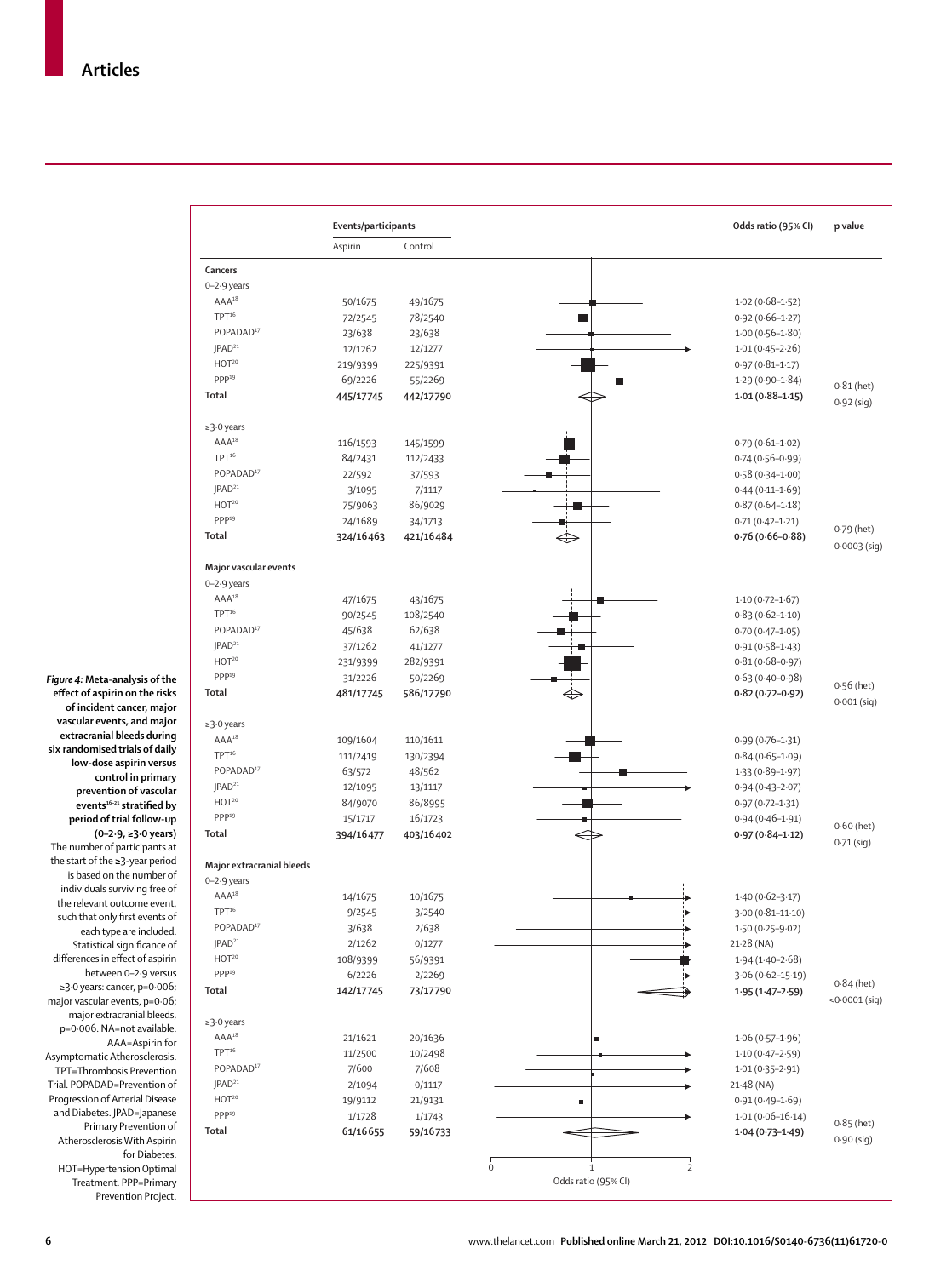| | Events/participants | | Odds ratio (95% CI) | p value |
|---|---|---|---|---|
| | Aspirin | Control | | |
| **Cancers** | | | | |
| 0–2·9 years | | | | |
| AAA[18] | 50/1675 | 49/1675 | 1·02 (0·68–1·52) | |
| TPT[16] | 72/2545 | 78/2540 | 0·92 (0·66–1·27) | |
| POPADAD[17] | 23/638 | 23/638 | 1·00 (0·56–1·80) | |
| JPAD[21] | 12/1262 | 12/1277 | 1·01 (0·45–2·26) | |
| HOT[20] | 219/9399 | 225/9391 | 0·97 (0·81–1·17) | |
| PPP[19] | 69/2226 | 55/2269 | 1·29 (0·90–1·84) | 0·81 (het) |
| **Total** | **445/17745** | **442/17790** | **1·01 (0·88–1·15)** | 0·92 (sig) |
| ≥3·0 years | | | | |
| AAA[18] | 116/1593 | 145/1599 | 0·79 (0·61–1·02) | |
| TPT[16] | 84/2431 | 112/2433 | 0·74 (0·56–0·99) | |
| POPADAD[17] | 22/592 | 37/593 | 0·58 (0·34–1·00) | |
| JPAD[21] | 3/1095 | 7/1117 | 0·44 (0·11–1·69) | |
| HOT[20] | 75/9063 | 86/9029 | 0·87 (0·64–1·18) | |
| PPP[19] | 24/1689 | 34/1713 | 0·71 (0·42–1·21) | 0·79 (het) |
| **Total** | **324/16463** | **421/16484** | **0·76 (0·66–0·88)** | 0·0003 (sig) |
| **Major vascular events** | | | | |
| 0–2·9 years | | | | |
| AAA[18] | 47/1675 | 43/1675 | 1·10 (0·72–1·67) | |
| TPT[16] | 90/2545 | 108/2540 | 0·83 (0·62–1·10) | |
| POPADAD[17] | 45/638 | 62/638 | 0·70 (0·47–1·05) | |
| JPAD[21] | 37/1262 | 41/1277 | 0·91 (0·58–1·43) | |
| HOT[20] | 231/9399 | 282/9391 | 0·81 (0·68–0·97) | |
| PPP[19] | 31/2226 | 50/2269 | 0·63 (0·40–0·98) | 0·56 (het) |
| **Total** | **481/17745** | **586/17790** | **0·82 (0·72–0·92)** | 0·001 (sig) |
| ≥3·0 years | | | | |
| AAA[18] | 109/1604 | 110/1611 | 0·99 (0·76–1·31) | |
| TPT[16] | 111/2419 | 130/2394 | 0·84 (0·65–1·09) | |
| POPADAD[17] | 63/572 | 48/562 | 1·33 (0·89–1·97) | |
| JPAD[21] | 12/1095 | 13/1117 | 0·94 (0·43–2·07) | |
| HOT[20] | 84/9070 | 86/8995 | 0·97 (0·72–1·31) | |
| PPP[19] | 15/1717 | 16/1723 | 0·94 (0·46–1·91) | 0·60 (het) |
| **Total** | **394/16477** | **403/16402** | **0·97 (0·84–1·12)** | 0·71 (sig) |
| **Major extracranial bleeds** | | | | |
| 0–2·9 years | | | | |
| AAA[18] | 14/1675 | 10/1675 | 1·40 (0·62–3·17) | |
| TPT[16] | 9/2545 | 3/2540 | 3·00 (0·81–11·10) | |
| POPADAD[17] | 3/638 | 2/638 | 1·50 (0·25–9·02) | |
| JPAD[21] | 2/1262 | 0/1277 | 21·28 (NA) | |
| HOT[20] | 108/9399 | 56/9391 | 1·94 (1·40–2·68) | |
| PPP[19] | 6/2226 | 2/2269 | 3·06 (0·62–15·19) | 0·84 (het) |
| **Total** | **142/17745** | **73/17790** | **1·95 (1·47–2·59)** | <0·0001 (sig) |
| ≥3·0 years | | | | |
| AAA[18] | 21/1621 | 20/1636 | 1·06 (0·57–1·96) | |
| TPT[16] | 11/2500 | 10/2498 | 1·10 (0·47–2·59) | |
| POPADAD[17] | 7/600 | 7/608 | 1·01 (0·35–2·91) | |
| JPAD[21] | 2/1094 | 0/1117 | 21·48 (NA) | |
| HOT[20] | 19/9112 | 21/9131 | 0·91 (0·49–1·69) | |
| PPP[19] | 1/1728 | 1/1743 | 1·01 (0·06–16·14) | 0·85 (het) |
| **Total** | **61/16655** | **59/16733** | **1·04 (0·73–1·49)** | 0·90 (sig) |

**Figure 4: Meta-analysis of the effect of aspirin on the risks of incident cancer, major vascular events, and major extracranial bleeds during six randomised trials of daily low-dose aspirin versus control in primary prevention of vascular events[16–21] stratified by period of trial follow-up (0–2·9, ≥3·0 years)**

The number of participants at the start of the ≥3-year period is based on the number of individuals surviving free of the relevant outcome event, such that only first events of each type are included. Statistical significance of differences in effect of aspirin between 0–2·9 versus ≥3·0 years: cancer, p=0·006; major vascular events, p=0·06; major extracranial bleeds, p=0·006. NA=not available. AAA=Aspirin for Asymptomatic Atherosclerosis. TPT=Thrombosis Prevention Trial. POPADAD=Prevention of Progression of Arterial Disease and Diabetes. JPAD=Japanese Primary Prevention of Atherosclerosis With Aspirin for Diabetes. HOT=Hypertension Optimal Treatment. PPP=Primary Prevention Project.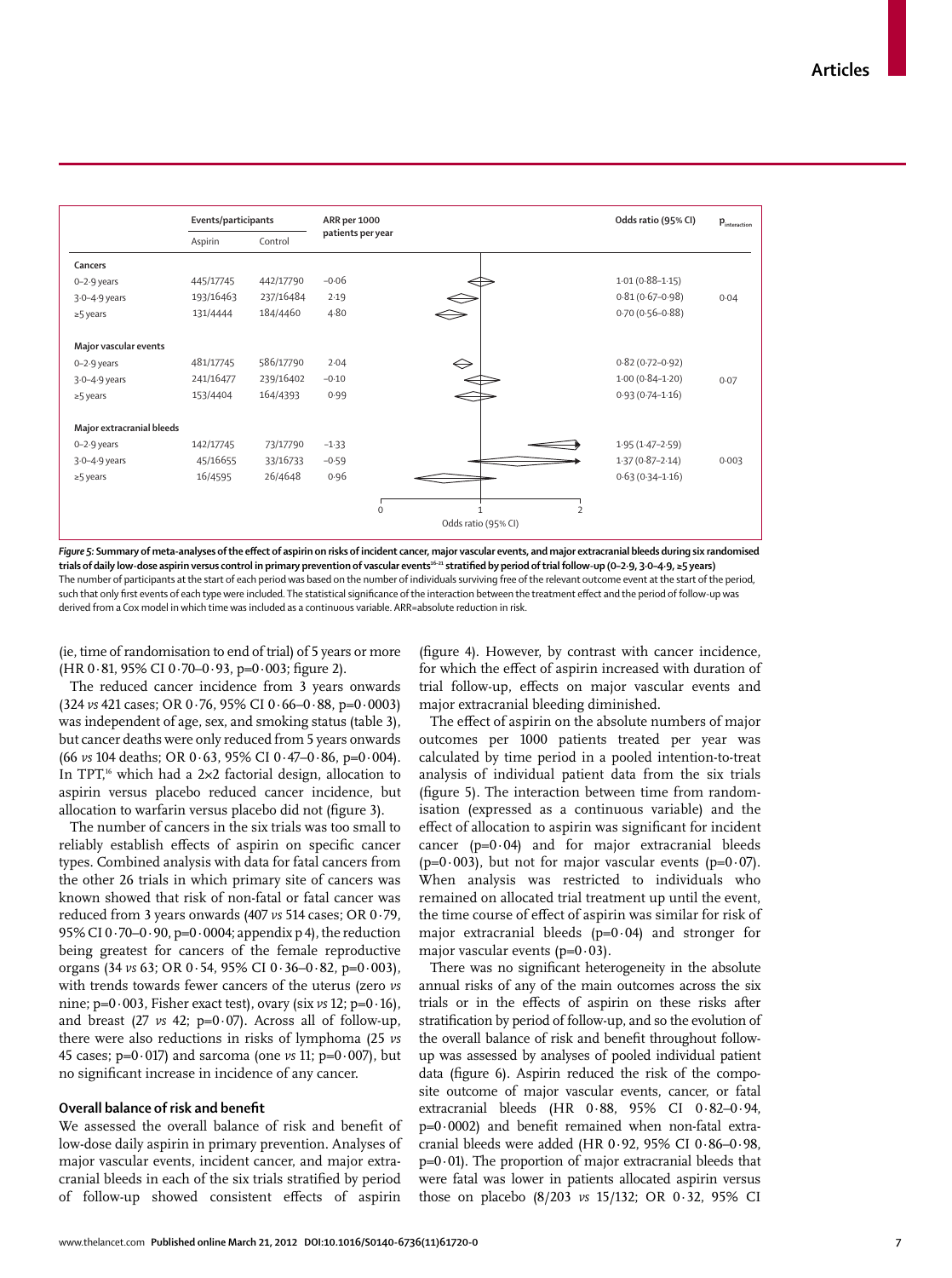| | Events/participants | | ARR per 1000 patients per year | Odds ratio (95% CI) | $p_{interaction}$ |
|---|---|---|---|---|---|
| | Aspirin | Control | | | |
| **Cancers** | | | | | |
| 0–2·9 years | 445/17745 | 442/17790 | −0·06 | 1·01 (0·88–1·15) | |
| 3·0–4·9 years | 193/16463 | 237/16484 | 2·19 | 0·81 (0·67–0·98) | 0·04 |
| ≥5 years | 131/4444 | 184/4460 | 4·80 | 0·70 (0·56–0·88) | |
| **Major vascular events** | | | | | |
| 0–2·9 years | 481/17745 | 586/17790 | 2·04 | 0·82 (0·72–0·92) | |
| 3·0–4·9 years | 241/16477 | 239/16402 | −0·10 | 1·00 (0·84–1·20) | 0·07 |
| ≥5 years | 153/4404 | 164/4393 | 0·99 | 0·93 (0·74–1·16) | |
| **Major extracranial bleeds** | | | | | |
| 0–2·9 years | 142/17745 | 73/17790 | −1·33 | 1·95 (1·47–2·59) | |
| 3·0–4·9 years | 45/16655 | 33/16733 | −0·59 | 1·37 (0·87–2·14) | 0·003 |
| ≥5 years | 16/4595 | 26/4648 | 0·96 | 0·63 (0·34–1·16) | |

*Figure 5:* **Summary of meta-analyses of the effect of aspirin on risks of incident cancer, major vascular events, and major extracranial bleeds during six randomised trials of daily low-dose aspirin versus control in primary prevention of vascular events[16–21] stratified by period of trial follow-up (0–2·9, 3·0–4·9, ≥5 years)**
The number of participants at the start of each period was based on the number of individuals surviving free of the relevant outcome event at the start of the period, such that only first events of each type were included. The statistical significance of the interaction between the treatment effect and the period of follow-up was derived from a Cox model in which time was included as a continuous variable. ARR=absolute reduction in risk.

(ie, time of randomisation to end of trial) of 5 years or more (HR 0·81, 95% CI 0·70–0·93, p=0·003; figure 2).

The reduced cancer incidence from 3 years onwards (324 *vs* 421 cases; OR 0·76, 95% CI 0·66–0·88, p=0·0003) was independent of age, sex, and smoking status (table 3), but cancer deaths were only reduced from 5 years onwards (66 *vs* 104 deaths; OR 0·63, 95% CI 0·47–0·86, p=0·004). In TPT,[16] which had a 2×2 factorial design, allocation to aspirin versus placebo reduced cancer incidence, but allocation to warfarin versus placebo did not (figure 3).

The number of cancers in the six trials was too small to reliably establish effects of aspirin on specific cancer types. Combined analysis with data for fatal cancers from the other 26 trials in which primary site of cancers was known showed that risk of non-fatal or fatal cancer was reduced from 3 years onwards (407 *vs* 514 cases; OR 0·79, 95% CI 0·70–0·90, p=0·0004; appendix p 4), the reduction being greatest for cancers of the female reproductive organs (34 *vs* 63; OR 0·54, 95% CI 0·36–0·82, p=0·003), with trends towards fewer cancers of the uterus (zero *vs* nine; p=0·003, Fisher exact test), ovary (six *vs* 12; p=0·16), and breast (27 *vs* 42; p=0·07). Across all of follow-up, there were also reductions in risks of lymphoma (25 *vs* 45 cases; p=0·017) and sarcoma (one *vs* 11; p=0·007), but no significant increase in incidence of any cancer.

## Overall balance of risk and benefit

We assessed the overall balance of risk and benefit of low-dose daily aspirin in primary prevention. Analyses of major vascular events, incident cancer, and major extracranial bleeds in each of the six trials stratified by period of follow-up showed consistent effects of aspirin (figure 4). However, by contrast with cancer incidence, for which the effect of aspirin increased with duration of trial follow-up, effects on major vascular events and major extracranial bleeding diminished.

The effect of aspirin on the absolute numbers of major outcomes per 1000 patients treated per year was calculated by time period in a pooled intention-to-treat analysis of individual patient data from the six trials (figure 5). The interaction between time from randomisation (expressed as a continuous variable) and the effect of allocation to aspirin was significant for incident cancer (p=0·04) and for major extracranial bleeds (p=0·003), but not for major vascular events (p=0·07). When analysis was restricted to individuals who remained on allocated trial treatment up until the event, the time course of effect of aspirin was similar for risk of major extracranial bleeds (p=0·04) and stronger for major vascular events (p=0·03).

There was no significant heterogeneity in the absolute annual risks of any of the main outcomes across the six trials or in the effects of aspirin on these risks after stratification by period of follow-up, and so the evolution of the overall balance of risk and benefit throughout follow-up was assessed by analyses of pooled individual patient data (figure 6). Aspirin reduced the risk of the composite outcome of major vascular events, cancer, or fatal extracranial bleeds (HR 0·88, 95% CI 0·82–0·94, p=0·0002) and benefit remained when non-fatal extracranial bleeds were added (HR 0·92, 95% CI 0·86–0·98, p=0·01). The proportion of major extracranial bleeds that were fatal was lower in patients allocated aspirin versus those on placebo (8/203 *vs* 15/132; OR 0·32, 95% CI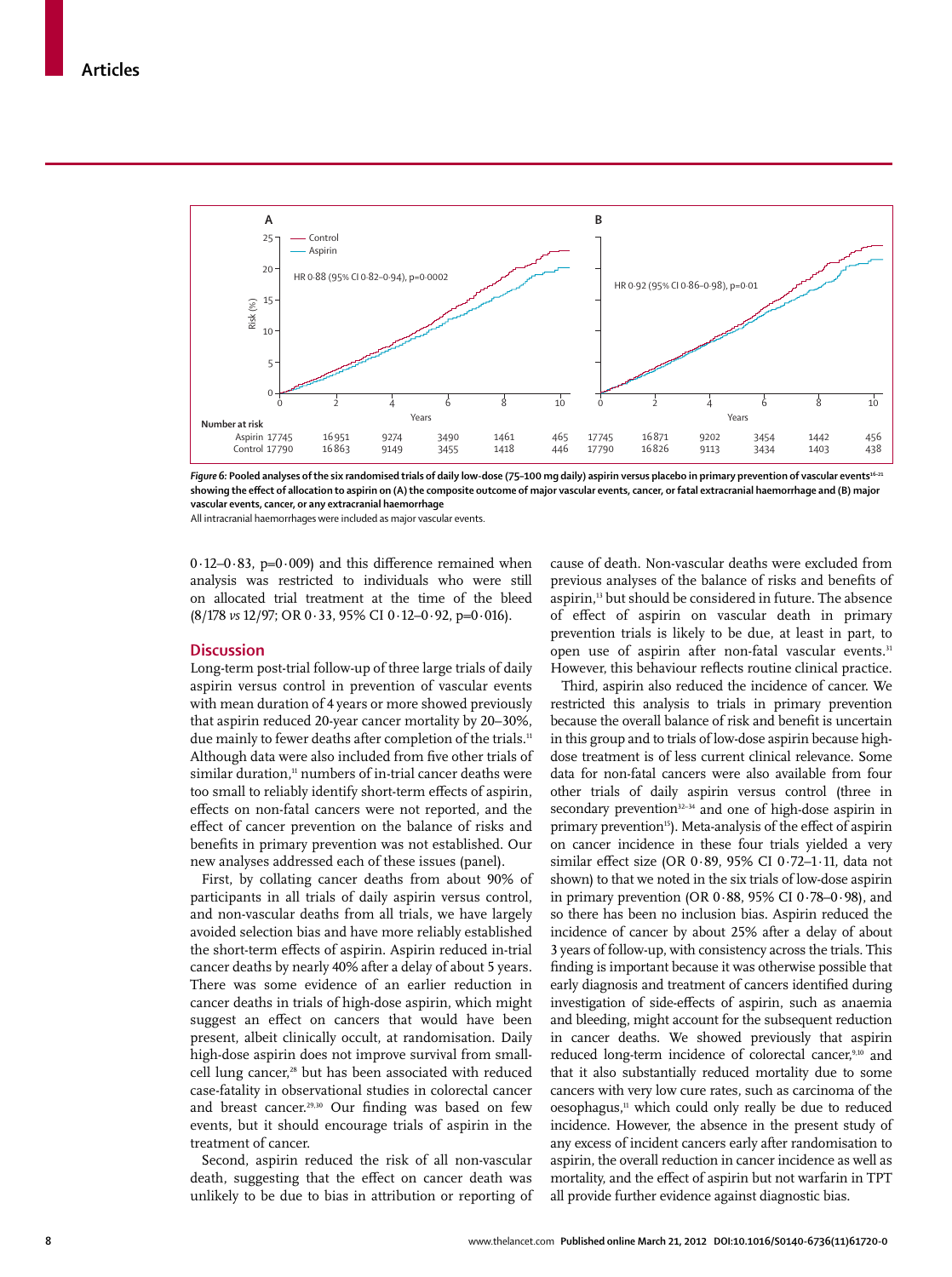Figure 6: Pooled analyses of the six randomised trials of daily low-dose (75–100 mg daily) aspirin versus placebo in primary prevention of vascular events[16–21] showing the effect of allocation to aspirin on (A) the composite outcome of major vascular events, cancer, or fatal extracranial haemorrhage and (B) major vascular events, cancer, or any extracranial haemorrhage

All intracranial haemorrhages were included as major vascular events.

0·12–0·83, p=0·009) and this difference remained when analysis was restricted to individuals who were still on allocated trial treatment at the time of the bleed (8/178 *vs* 12/97; OR 0·33, 95% CI 0·12–0·92, p=0·016).

## Discussion

Long-term post-trial follow-up of three large trials of daily aspirin versus control in prevention of vascular events with mean duration of 4 years or more showed previously that aspirin reduced 20-year cancer mortality by 20–30%, due mainly to fewer deaths after completion of the trials.[11] Although data were also included from five other trials of similar duration,[11] numbers of in-trial cancer deaths were too small to reliably identify short-term effects of aspirin, effects on non-fatal cancers were not reported, and the effect of cancer prevention on the balance of risks and benefits in primary prevention was not established. Our new analyses addressed each of these issues (panel).

First, by collating cancer deaths from about 90% of participants in all trials of daily aspirin versus control, and non-vascular deaths from all trials, we have largely avoided selection bias and have more reliably established the short-term effects of aspirin. Aspirin reduced in-trial cancer deaths by nearly 40% after a delay of about 5 years. There was some evidence of an earlier reduction in cancer deaths in trials of high-dose aspirin, which might suggest an effect on cancers that would have been present, albeit clinically occult, at randomisation. Daily high-dose aspirin does not improve survival from small-cell lung cancer,[28] but has been associated with reduced case-fatality in observational studies in colorectal cancer and breast cancer.[29,30] Our finding was based on few events, but it should encourage trials of aspirin in the treatment of cancer.

Second, aspirin reduced the risk of all non-vascular death, suggesting that the effect on cancer death was unlikely to be due to bias in attribution or reporting of cause of death. Non-vascular deaths were excluded from previous analyses of the balance of risks and benefits of aspirin,[13] but should be considered in future. The absence of effect of aspirin on vascular death in primary prevention trials is likely to be due, at least in part, to open use of aspirin after non-fatal vascular events.[31] However, this behaviour reflects routine clinical practice.

Third, aspirin also reduced the incidence of cancer. We restricted this analysis to trials in primary prevention because the overall balance of risk and benefit is uncertain in this group and to trials of low-dose aspirin because high-dose treatment is of less current clinical relevance. Some data for non-fatal cancers were also available from four other trials of daily aspirin versus control (three in secondary prevention[32–34] and one of high-dose aspirin in primary prevention[15]). Meta-analysis of the effect of aspirin on cancer incidence in these four trials yielded a very similar effect size (OR 0·89, 95% CI 0·72–1·11, data not shown) to that we noted in the six trials of low-dose aspirin in primary prevention (OR 0·88, 95% CI 0·78–0·98), and so there has been no inclusion bias. Aspirin reduced the incidence of cancer by about 25% after a delay of about 3 years of follow-up, with consistency across the trials. This finding is important because it was otherwise possible that early diagnosis and treatment of cancers identified during investigation of side-effects of aspirin, such as anaemia and bleeding, might account for the subsequent reduction in cancer deaths. We showed previously that aspirin reduced long-term incidence of colorectal cancer,[9,10] and that it also substantially reduced mortality due to some cancers with very low cure rates, such as carcinoma of the oesophagus,[11] which could only really be due to reduced incidence. However, the absence in the present study of any excess of incident cancers early after randomisation to aspirin, the overall reduction in cancer incidence as well as mortality, and the effect of aspirin but not warfarin in TPT all provide further evidence against diagnostic bias.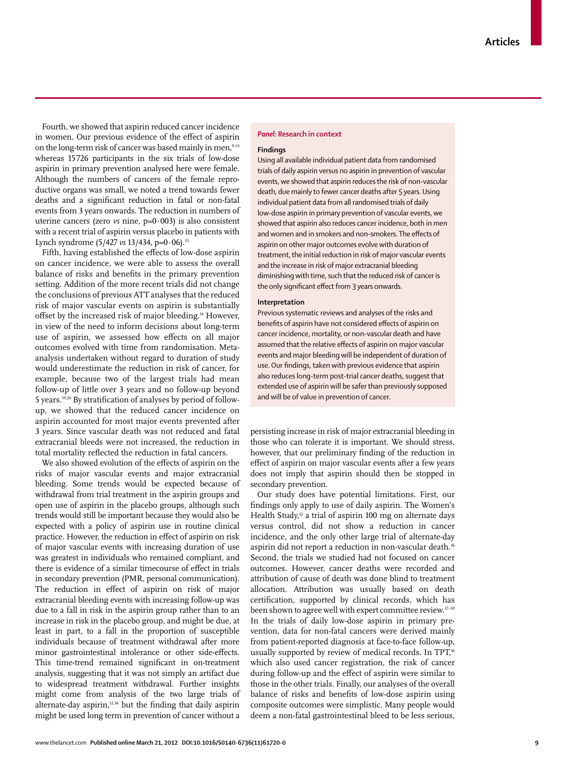Fourth, we showed that aspirin reduced cancer incidence in women. Our previous evidence of the effect of aspirin on the long-term risk of cancer was based mainly in men,[9–11] whereas 15 726 participants in the six trials of low-dose aspirin in primary prevention analysed here were female. Although the numbers of cancers of the female reproductive organs was small, we noted a trend towards fewer deaths and a significant reduction in fatal or non-fatal events from 3 years onwards. The reduction in numbers of uterine cancers (zero *vs* nine, p=0·003) is also consistent with a recent trial of aspirin versus placebo in patients with Lynch syndrome (5/427 *vs* 13/434, p=0·06).[35]

Fifth, having established the effects of low-dose aspirin on cancer incidence, we were able to assess the overall balance of risks and benefits in the primary prevention setting. Addition of the more recent trials did not change the conclusions of previous ATT analyses that the reduced risk of major vascular events on aspirin is substantially offset by the increased risk of major bleeding.[14] However, in view of the need to inform decisions about long-term use of aspirin, we assessed how effects on all major outcomes evolved with time from randomisation. Meta-analysis undertaken without regard to duration of study would underestimate the reduction in risk of cancer, for example, because two of the largest trials had mean follow-up of little over 3 years and no follow-up beyond 5 years.[19,20] By stratification of analyses by period of follow-up, we showed that the reduced cancer incidence on aspirin accounted for most major events prevented after 3 years. Since vascular death was not reduced and fatal extracranial bleeds were not increased, the reduction in total mortality reflected the reduction in fatal cancers.

We also showed evolution of the effects of aspirin on the risks of major vascular events and major extracranial bleeding. Some trends would be expected because of withdrawal from trial treatment in the aspirin groups and open use of aspirin in the placebo groups, although such trends would still be important because they would also be expected with a policy of aspirin use in routine clinical practice. However, the reduction in effect of aspirin on risk of major vascular events with increasing duration of use was greatest in individuals who remained compliant, and there is evidence of a similar timecourse of effect in trials in secondary prevention (PMR, personal communication). The reduction in effect of aspirin on risk of major extracranial bleeding events with increasing follow-up was due to a fall in risk in the aspirin group rather than to an increase in risk in the placebo group, and might be due, at least in part, to a fall in the proportion of susceptible individuals because of treatment withdrawal after more minor gastrointestinal intolerance or other side-effects. This time-trend remained significant in on-treatment analysis, suggesting that it was not simply an artifact due to widespread treatment withdrawal. Further insights might come from analysis of the two large trials of alternate-day aspirin,[12,36] but the finding that daily aspirin might be used long term in prevention of cancer without a persisting increase in risk of major extracranial bleeding in those who can tolerate it is important. We should stress, however, that our preliminary finding of the reduction in effect of aspirin on major vascular events after a few years does not imply that aspirin should then be stopped in secondary prevention.

Our study does have potential limitations. First, our findings only apply to use of daily aspirin. The Women's Health Study,[12] a trial of aspirin 100 mg on alternate days versus control, did not show a reduction in cancer incidence, and the only other large trial of alternate-day aspirin did not report a reduction in non-vascular death.[36] Second, the trials we studied had not focused on cancer outcomes. However, cancer deaths were recorded and attribution of cause of death was done blind to treatment allocation. Attribution was usually based on death certification, supported by clinical records, which has been shown to agree well with expert committee review.[37–39] In the trials of daily low-dose aspirin in primary prevention, data for non-fatal cancers were derived mainly from patient-reported diagnosis at face-to-face follow-up, usually supported by review of medical records. In TPT,[16] which also used cancer registration, the risk of cancer during follow-up and the effect of aspirin were similar to those in the other trials. Finally, our analyses of the overall balance of risks and benefits of low-dose aspirin using composite outcomes were simplistic. Many people would deem a non-fatal gastrointestinal bleed to be less serious,

> ***Panel:* Research in context**
>
> **Findings**
>
> Using all available individual patient data from randomised trials of daily aspirin versus no aspirin in prevention of vascular events, we showed that aspirin reduces the risk of non-vascular death, due mainly to fewer cancer deaths after 5 years. Using individual patient data from all randomised trials of daily low-dose aspirin in primary prevention of vascular events, we showed that aspirin also reduces cancer incidence, both in men and women and in smokers and non-smokers. The effects of aspirin on other major outcomes evolve with duration of treatment, the initial reduction in risk of major vascular events and the increase in risk of major extracranial bleeding diminishing with time, such that the reduced risk of cancer is the only significant effect from 3 years onwards.
>
> **Interpretation**
>
> Previous systematic reviews and analyses of the risks and benefits of aspirin have not considered effects of aspirin on cancer incidence, mortality, or non-vascular death and have assumed that the relative effects of aspirin on major vascular events and major bleeding will be independent of duration of use. Our findings, taken with previous evidence that aspirin also reduces long-term post-trial cancer deaths, suggest that extended use of aspirin will be safer than previously supposed and will be of value in prevention of cancer.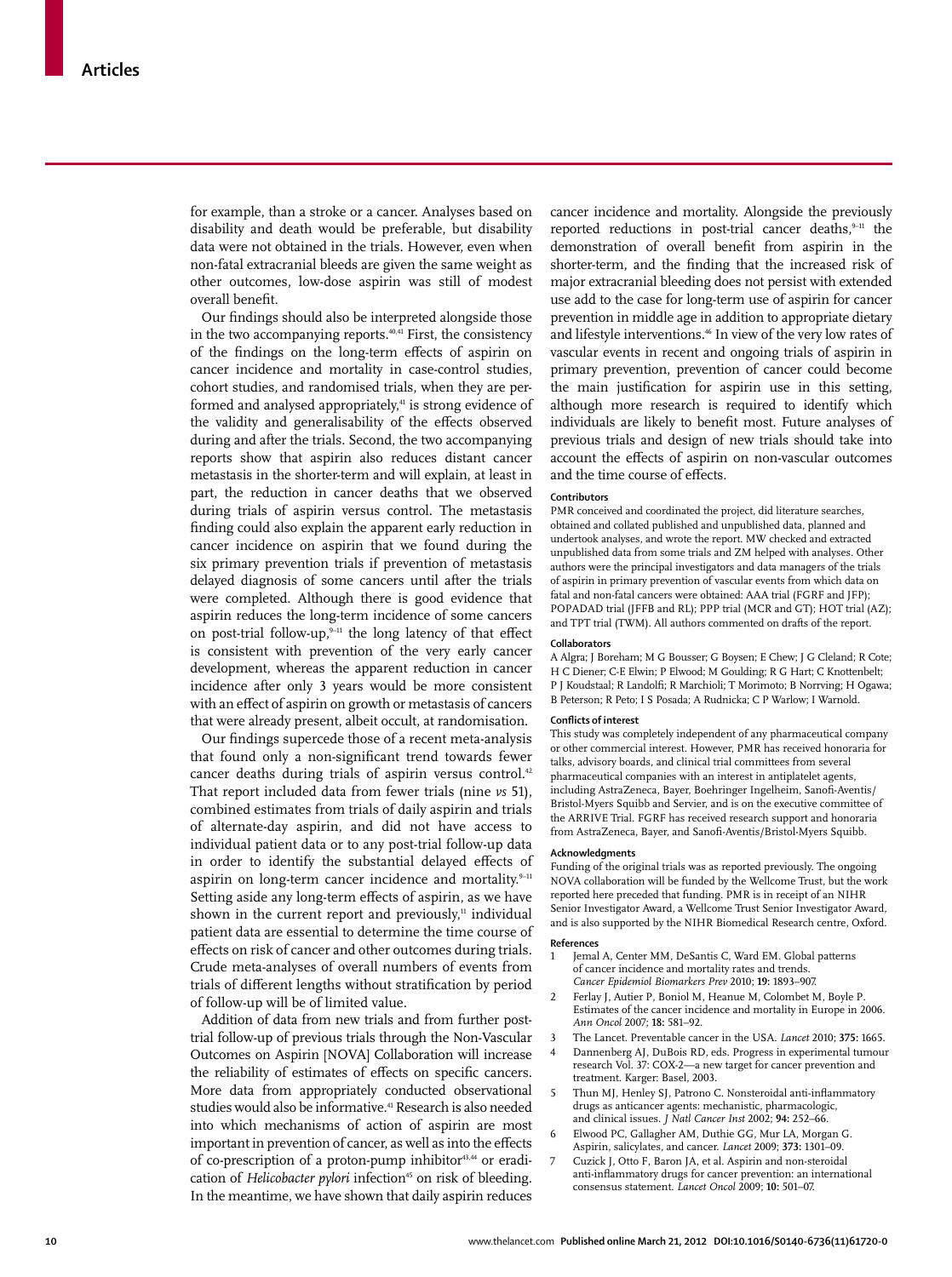for example, than a stroke or a cancer. Analyses based on disability and death would be preferable, but disability data were not obtained in the trials. However, even when non-fatal extracranial bleeds are given the same weight as other outcomes, low-dose aspirin was still of modest overall benefit.

Our findings should also be interpreted alongside those in the two accompanying reports.[40,41] First, the consistency of the findings on the long-term effects of aspirin on cancer incidence and mortality in case-control studies, cohort studies, and randomised trials, when they are performed and analysed appropriately,[41] is strong evidence of the validity and generalisability of the effects observed during and after the trials. Second, the two accompanying reports show that aspirin also reduces distant cancer metastasis in the shorter-term and will explain, at least in part, the reduction in cancer deaths that we observed during trials of aspirin versus control. The metastasis finding could also explain the apparent early reduction in cancer incidence on aspirin that we found during the six primary prevention trials if prevention of metastasis delayed diagnosis of some cancers until after the trials were completed. Although there is good evidence that aspirin reduces the long-term incidence of some cancers on post-trial follow-up,[9–11] the long latency of that effect is consistent with prevention of the very early cancer development, whereas the apparent reduction in cancer incidence after only 3 years would be more consistent with an effect of aspirin on growth or metastasis of cancers that were already present, albeit occult, at randomisation.

Our findings supercede those of a recent meta-analysis that found only a non-significant trend towards fewer cancer deaths during trials of aspirin versus control.[42] That report included data from fewer trials (nine *vs* 51), combined estimates from trials of daily aspirin and trials of alternate-day aspirin, and did not have access to individual patient data or to any post-trial follow-up data in order to identify the substantial delayed effects of aspirin on long-term cancer incidence and mortality.[9–11] Setting aside any long-term effects of aspirin, as we have shown in the current report and previously,[11] individual patient data are essential to determine the time course of effects on risk of cancer and other outcomes during trials. Crude meta-analyses of overall numbers of events from trials of different lengths without stratification by period of follow-up will be of limited value.

Addition of data from new trials and from further post-trial follow-up of previous trials through the Non-Vascular Outcomes on Aspirin [NOVA] Collaboration will increase the reliability of estimates of effects on specific cancers. More data from appropriately conducted observational studies would also be informative.[41] Research is also needed into which mechanisms of action of aspirin are most important in prevention of cancer, as well as into the effects of co-prescription of a proton-pump inhibitor[43,44] or eradication of *Helicobacter pylori* infection[45] on risk of bleeding. In the meantime, we have shown that daily aspirin reduces cancer incidence and mortality. Alongside the previously reported reductions in post-trial cancer deaths,[9–11] the demonstration of overall benefit from aspirin in the shorter-term, and the finding that the increased risk of major extracranial bleeding does not persist with extended use add to the case for long-term use of aspirin for cancer prevention in middle age in addition to appropriate dietary and lifestyle interventions.[46] In view of the very low rates of vascular events in recent and ongoing trials of aspirin in primary prevention, prevention of cancer could become the main justification for aspirin use in this setting, although more research is required to identify which individuals are likely to benefit most. Future analyses of previous trials and design of new trials should take into account the effects of aspirin on non-vascular outcomes and the time course of effects.

#### Contributors

PMR conceived and coordinated the project, did literature searches, obtained and collated published and unpublished data, planned and undertook analyses, and wrote the report. MW checked and extracted unpublished data from some trials and ZM helped with analyses. Other authors were the principal investigators and data managers of the trials of aspirin in primary prevention of vascular events from which data on fatal and non-fatal cancers were obtained: AAA trial (FGRF and JFP); POPADAD trial (JFFB and RL); PPP trial (MCR and GT); HOT trial (AZ); and TPT trial (TWM). All authors commented on drafts of the report.

#### Collaborators

A Algra; J Boreham; M G Bousser; G Boysen; E Chew; J G Cleland; R Cote; H C Diener; C-E Elwin; P Elwood; M Goulding; R G Hart; C Knottenbelt; P J Koudstaal; R Landolfi; R Marchioli; T Morimoto; B Norrving; H Ogawa; B Peterson; R Peto; I S Posada; A Rudnicka; C P Warlow; I Warnold.

#### Conflicts of interest

This study was completely independent of any pharmaceutical company or other commercial interest. However, PMR has received honoraria for talks, advisory boards, and clinical trial committees from several pharmaceutical companies with an interest in antiplatelet agents, including AstraZeneca, Bayer, Boehringer Ingelheim, Sanofi-Aventis/Bristol-Myers Squibb and Servier, and is on the executive committee of the ARRIVE Trial. FGRF has received research support and honoraria from AstraZeneca, Bayer, and Sanofi-Aventis/Bristol-Myers Squibb.

#### Acknowledgments

Funding of the original trials was as reported previously. The ongoing NOVA collaboration will be funded by the Wellcome Trust, but the work reported here preceded that funding. PMR is in receipt of an NIHR Senior Investigator Award, a Wellcome Trust Senior Investigator Award, and is also supported by the NIHR Biomedical Research centre, Oxford.

#### References

1. Jemal A, Center MM, DeSantis C, Ward EM. Global patterns of cancer incidence and mortality rates and trends. *Cancer Epidemiol Biomarkers Prev* 2010; **19:** 1893–907.
2. Ferlay J, Autier P, Boniol M, Heanue M, Colombet M, Boyle P. Estimates of the cancer incidence and mortality in Europe in 2006. *Ann Oncol* 2007; **18:** 581–92.
3. The Lancet. Preventable cancer in the USA. *Lancet* 2010; **375:** 1665.
4. Dannenberg AJ, DuBois RD, eds. Progress in experimental tumour research Vol. 37: COX-2—a new target for cancer prevention and treatment. Karger: Basel, 2003.
5. Thun MJ, Henley SJ, Patrono C. Nonsteroidal anti-inflammatory drugs as anticancer agents: mechanistic, pharmacologic, and clinical issues. *J Natl Cancer Inst* 2002; **94:** 252–66.
6. Elwood PC, Gallagher AM, Duthie GG, Mur LA, Morgan G. Aspirin, salicylates, and cancer. *Lancet* 2009; **373:** 1301–09.
7. Cuzick J, Otto F, Baron JA, et al. Aspirin and non-steroidal anti-inflammatory drugs for cancer prevention: an international consensus statement. *Lancet Oncol* 2009; **10:** 501–07.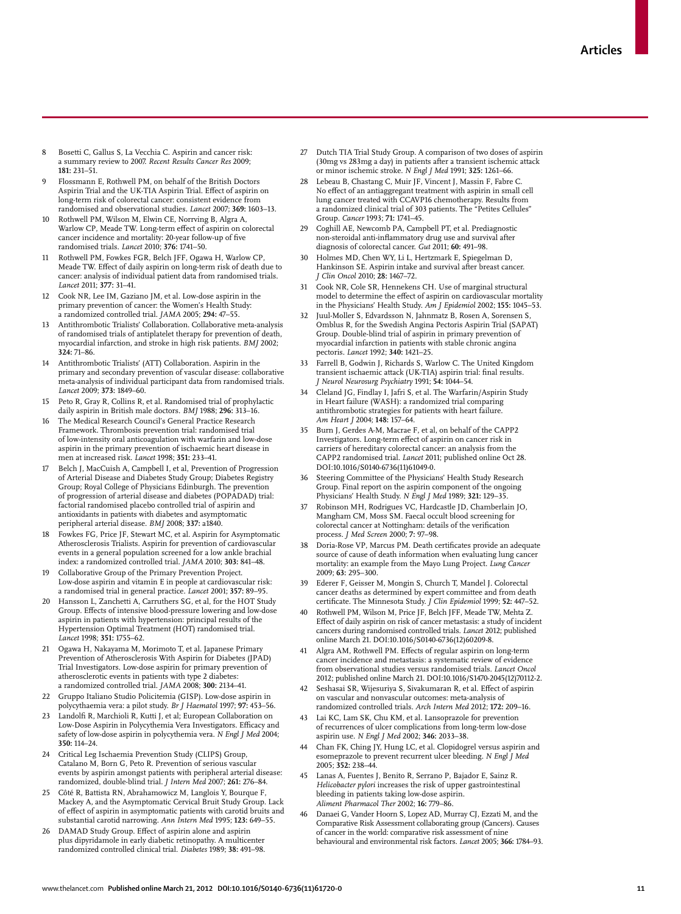8 Bosetti C, Gallus S, La Vecchia C. Aspirin and cancer risk: a summary review to 2007. *Recent Results Cancer Res* 2009; **181:** 231–51.

9 Flossmann E, Rothwell PM, on behalf of the British Doctors Aspirin Trial and the UK-TIA Aspirin Trial. Effect of aspirin on long-term risk of colorectal cancer: consistent evidence from randomised and observational studies. *Lancet* 2007; **369:** 1603–13.

10 Rothwell PM, Wilson M, Elwin CE, Norrving B, Algra A, Warlow CP, Meade TW. Long-term effect of aspirin on colorectal cancer incidence and mortality: 20-year follow-up of five randomised trials. *Lancet* 2010; **376:** 1741–50.

11 Rothwell PM, Fowkes FGR, Belch JFF, Ogawa H, Warlow CP, Meade TW. Effect of daily aspirin on long-term risk of death due to cancer: analysis of individual patient data from randomised trials. *Lancet* 2011; **377:** 31–41.

12 Cook NR, Lee IM, Gaziano JM, et al. Low-dose aspirin in the primary prevention of cancer: the Women's Health Study: a randomized controlled trial. *JAMA* 2005; **294:** 47–55.

13 Antithrombotic Trialists' Collaboration. Collaborative meta-analysis of randomised trials of antiplatelet therapy for prevention of death, myocardial infarction, and stroke in high risk patients. *BMJ* 2002; **324:** 71–86.

14 Antithrombotic Trialists' (ATT) Collaboration. Aspirin in the primary and secondary prevention of vascular disease: collaborative meta-analysis of individual participant data from randomised trials. *Lancet* 2009; **373:** 1849–60.

15 Peto R, Gray R, Collins R, et al. Randomised trial of prophylactic daily aspirin in British male doctors. *BMJ* 1988; **296:** 313–16.

16 The Medical Research Council's General Practice Research Framework. Thrombosis prevention trial: randomised trial of low-intensity oral anticoagulation with warfarin and low-dose aspirin in the primary prevention of ischaemic heart disease in men at increased risk. *Lancet* 1998; **351:** 233–41.

17 Belch J, MacCuish A, Campbell I, et al, Prevention of Progression of Arterial Disease and Diabetes Study Group; Diabetes Registry Group; Royal College of Physicians Edinburgh. The prevention of progression of arterial disease and diabetes (POPADAD) trial: factorial randomised placebo controlled trial of aspirin and antioxidants in patients with diabetes and asymptomatic peripheral arterial disease. *BMJ* 2008; **337:** a1840.

18 Fowkes FG, Price JF, Stewart MC, et al. Aspirin for Asymptomatic Atherosclerosis Trialists. Aspirin for prevention of cardiovascular events in a general population screened for a low ankle brachial index: a randomized controlled trial. *JAMA* 2010; **303:** 841–48.

19 Collaborative Group of the Primary Prevention Project. Low-dose aspirin and vitamin E in people at cardiovascular risk: a randomised trial in general practice. *Lancet* 2001; **357:** 89–95.

20 Hansson L, Zanchetti A, Carruthers SG, et al, for the HOT Study Group. Effects of intensive blood-pressure lowering and low-dose aspirin in patients with hypertension: principal results of the Hypertension Optimal Treatment (HOT) randomised trial. *Lancet* 1998; **351:** 1755–62.

21 Ogawa H, Nakayama M, Morimoto T, et al. Japanese Primary Prevention of Atherosclerosis With Aspirin for Diabetes (JPAD) Trial Investigators. Low-dose aspirin for primary prevention of atherosclerotic events in patients with type 2 diabetes: a randomized controlled trial. *JAMA* 2008; **300:** 2134–41.

22 Gruppo Italiano Studio Policitemia (GISP). Low-dose aspirin in polycythaemia vera: a pilot study. *Br J Haematol* 1997; **97:** 453–56.

23 Landolfi R, Marchioli R, Kutti J, et al; European Collaboration on Low-Dose Aspirin in Polycythemia Vera Investigators. Efficacy and safety of low-dose aspirin in polycythemia vera. *N Engl J Med* 2004; **350:** 114–24.

24 Critical Leg Ischaemia Prevention Study (CLIPS) Group, Catalano M, Born G, Peto R. Prevention of serious vascular events by aspirin amongst patients with peripheral arterial disease: randomized, double-blind trial. *J Intern Med* 2007; **261:** 276–84.

25 Côté R, Battista RN, Abrahamowicz M, Langlois Y, Bourque F, Mackey A, and the Asymptomatic Cervical Bruit Study Group. Lack of effect of aspirin in asymptomatic patients with carotid bruits and substantial carotid narrowing. *Ann Intern Med* 1995; **123:** 649–55.

26 DAMAD Study Group. Effect of aspirin alone and aspirin plus dipyridamole in early diabetic retinopathy. A multicenter randomized controlled clinical trial. *Diabetes* 1989; **38:** 491–98.

27 Dutch TIA Trial Study Group. A comparison of two doses of aspirin (30mg vs 283mg a day) in patients after a transient ischemic attack or minor ischemic stroke. *N Engl J Med* 1991; **325:** 1261–66.

28 Lebeau B, Chastang C, Muir JF, Vincent J, Massin F, Fabre C. No effect of an antiaggregant treatment with aspirin in small cell lung cancer treated with CCAVP16 chemotherapy. Results from a randomized clinical trial of 303 patients. The "Petites Cellules" Group. *Cancer* 1993; **71:** 1741–45.

29 Coghill AE, Newcomb PA, Campbell PT, et al. Prediagnostic non-steroidal anti-inflammatory drug use and survival after diagnosis of colorectal cancer. *Gut* 2011; **60:** 491–98.

30 Holmes MD, Chen WY, Li L, Hertzmark E, Spiegelman D, Hankinson SE. Aspirin intake and survival after breast cancer. *J Clin Oncol* 2010; **28:** 1467–72.

31 Cook NR, Cole SR, Hennekens CH. Use of marginal structural model to determine the effect of aspirin on cardiovascular mortality in the Physicians' Health Study. *Am J Epidemiol* 2002; **155:** 1045–53.

32 Juul-Moller S, Edvardsson N, Jahnmatz B, Rosen A, Sorensen S, Omblus R, for the Swedish Angina Pectoris Aspirin Trial (SAPAT) Group. Double-blind trial of aspirin in primary prevention of myocardial infarction in patients with stable chronic angina pectoris. *Lancet* 1992; **340:** 1421–25.

33 Farrell B, Godwin J, Richards S, Warlow C. The United Kingdom transient ischaemic attack (UK-TIA) aspirin trial: final results. *J Neurol Neurosurg Psychiatry* 1991; **54:** 1044–54.

34 Cleland JG, Findlay I, Jafri S, et al. The Warfarin/Aspirin Study in Heart failure (WASH): a randomized trial comparing antithrombotic strategies for patients with heart failure. *Am Heart J* 2004; **148:** 157–64.

35 Burn J, Gerdes A-M, Macrae F, et al, on behalf of the CAPP2 Investigators. Long-term effect of aspirin on cancer risk in carriers of hereditary colorectal cancer: an analysis from the CAPP2 randomised trial. *Lancet* 2011; published online Oct 28. DOI:10.1016/S0140-6736(11)61049-0.

36 Steering Committee of the Physicians' Health Study Research Group. Final report on the aspirin component of the ongoing Physicians' Health Study. *N Engl J Med* 1989; **321:** 129–35.

37 Robinson MH, Rodrigues VC, Hardcastle JD, Chamberlain JO, Mangham CM, Moss SM. Faecal occult blood screening for colorectal cancer at Nottingham: details of the verification process. *J Med Screen* 2000; **7:** 97–98.

38 Doria-Rose VP, Marcus PM. Death certificates provide an adequate source of cause of death information when evaluating lung cancer mortality: an example from the Mayo Lung Project. *Lung Cancer* 2009; **63:** 295–300.

39 Ederer F, Geisser M, Mongin S, Church T, Mandel J. Colorectal cancer deaths as determined by expert committee and from death certificate. The Minnesota Study. *J Clin Epidemiol* 1999; **52:** 447–52.

40 Rothwell PM, Wilson M, Price JF, Belch JFF, Meade TW, Mehta Z. Effect of daily aspirin on risk of cancer metastasis: a study of incident cancers during randomised controlled trials. *Lancet* 2012; published online March 21. DOI:10.1016/S0140-6736(12)60209-8.

41 Algra AM, Rothwell PM. Effects of regular aspirin on long-term cancer incidence and metastasis: a systematic review of evidence from observational studies versus randomised trials. *Lancet Oncol* 2012; published online March 21. DOI:10.1016/S1470-2045(12)70112-2.

42 Seshasai SR, Wijesuriya S, Sivakumaran R, et al. Effect of aspirin on vascular and nonvascular outcomes: meta-analysis of randomized controlled trials. *Arch Intern Med* 2012; **172:** 209–16.

43 Lai KC, Lam SK, Chu KM, et al. Lansoprazole for prevention of recurrences of ulcer complications from long-term low-dose aspirin use. *N Engl J Med* 2002; **346:** 2033–38.

44 Chan FK, Ching JY, Hung LC, et al. Clopidogrel versus aspirin and esomeprazole to prevent recurrent ulcer bleeding. *N Engl J Med* 2005; **352:** 238–44.

45 Lanas A, Fuentes J, Benito R, Serrano P, Bajador E, Sainz R. *Helicobacter pylori* increases the risk of upper gastrointestinal bleeding in patients taking low-dose aspirin. *Aliment Pharmacol Ther* 2002; **16:** 779–86.

46 Danaei G, Vander Hoorn S, Lopez AD, Murray CJ, Ezzati M, and the Comparative Risk Assessment collaborating group (Cancers). Causes of cancer in the world: comparative risk assessment of nine behavioural and environmental risk factors. *Lancet* 2005; **366:** 1784–93.